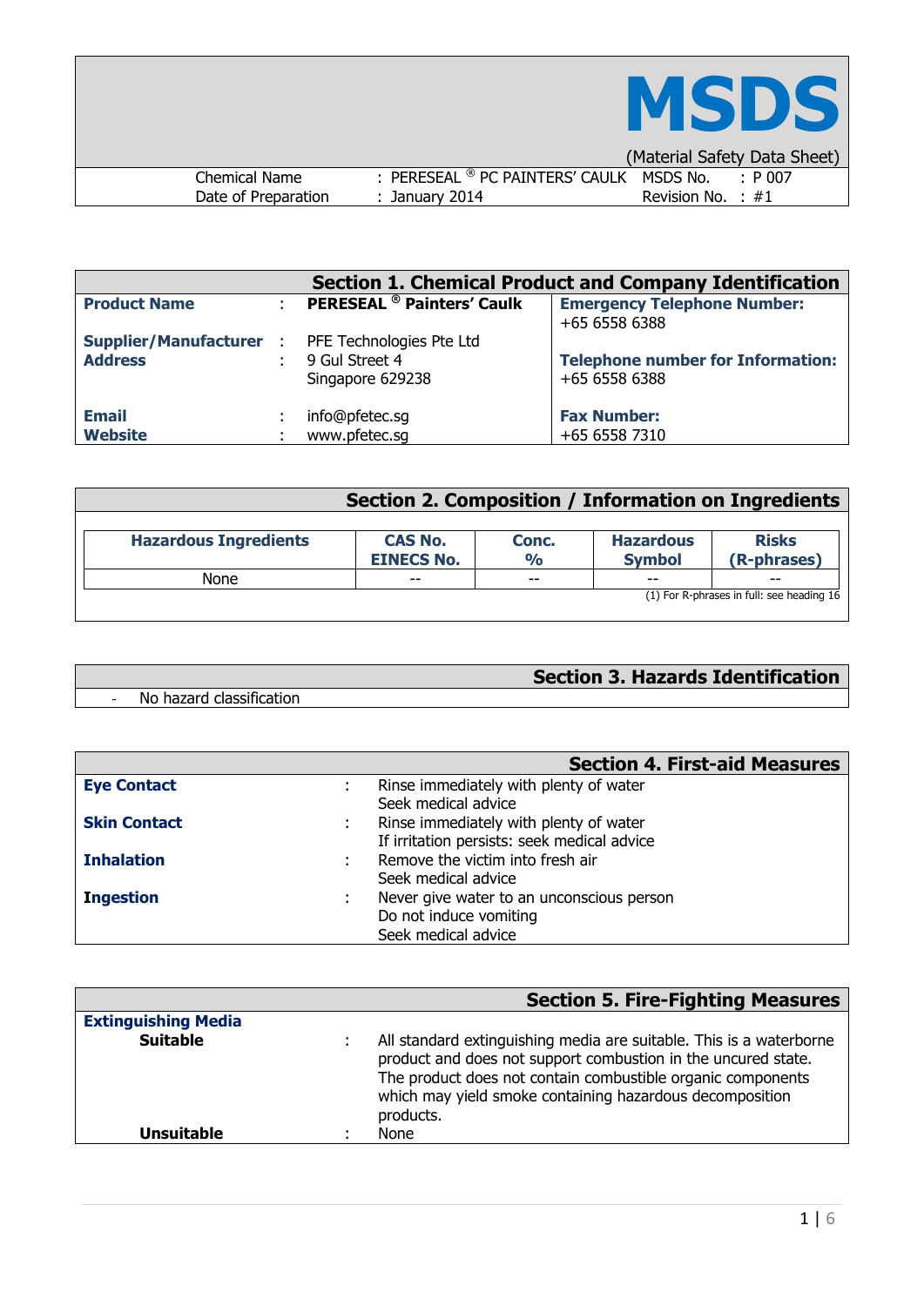# MSDS

(Material Safety Data Sheet)

| | | | |
|---|---|---|---|
| Chemical Name | : PERESEAL ® PC PAINTERS' CAULK | MSDS No. | : P 007 |
| Date of Preparation | : January 2014 | Revision No. | : #1 |

## Section 1. Chemical Product and Company Identification

| | | | |
|---|---|---|---|
| **Product Name** | : | **PERESEAL ® Painters' Caulk** | **Emergency Telephone Number:** +65 6558 6388 |
| **Supplier/Manufacturer** | : | PFE Technologies Pte Ltd | |
| **Address** | : | 9 Gul Street 4 Singapore 629238 | **Telephone number for Information:** +65 6558 6388 |
| **Email** | : | info@pfetec.sg | **Fax Number:** +65 6558 7310 |
| **Website** | : | www.pfetec.sg | |

## Section 2. Composition / Information on Ingredients

| Hazardous Ingredients | CAS No. EINECS No. | Conc. % | Hazardous Symbol | Risks (R-phrases) |
|---|---|---|---|---|
| None | -- | -- | -- | -- |

(1) For R-phrases in full: see heading 16

## Section 3. Hazards Identification

- No hazard classification

## Section 4. First-aid Measures

**Eye Contact** : Rinse immediately with plenty of water
Seek medical advice

**Skin Contact** : Rinse immediately with plenty of water
If irritation persists: seek medical advice

**Inhalation** : Remove the victim into fresh air
Seek medical advice

**Ingestion** : Never give water to an unconscious person
Do not induce vomiting
Seek medical advice

## Section 5. Fire-Fighting Measures

**Extinguishing Media**

**Suitable** : All standard extinguishing media are suitable. This is a waterborne product and does not support combustion in the uncured state. The product does not contain combustible organic components which may yield smoke containing hazardous decomposition products.

**Unsuitable** : None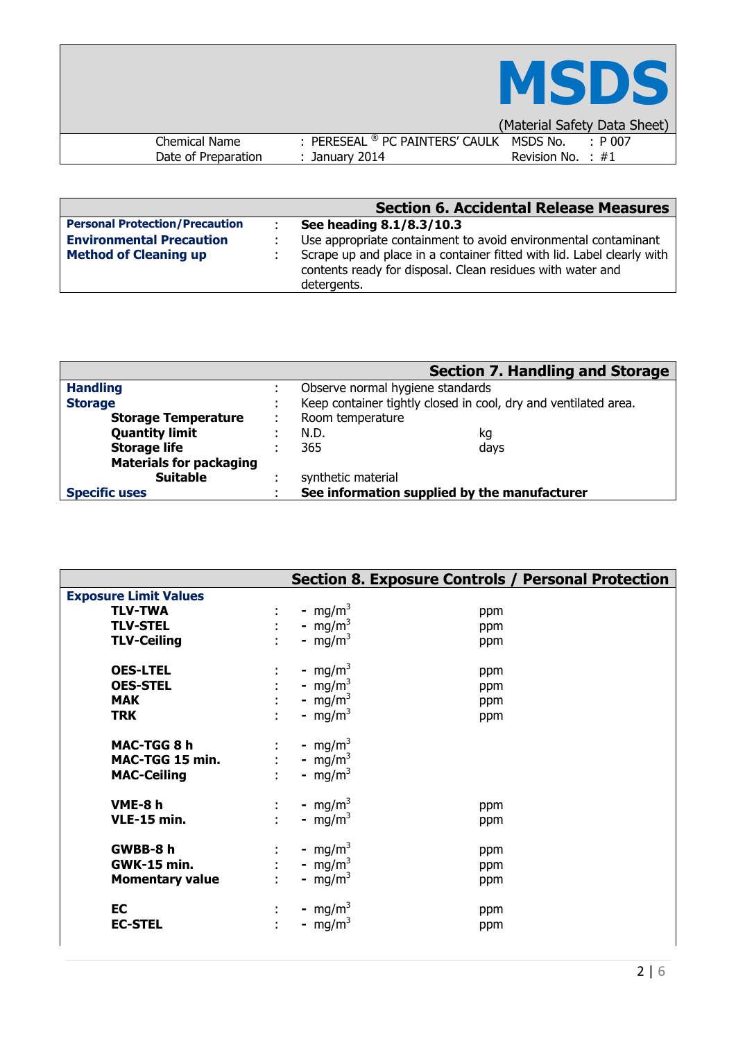**MSDS**

(Material Safety Data Sheet)

| | | | |
|---|---|---|---|
| Chemical Name | : PERESEAL ® PC PAINTERS' CAULK | MSDS No. | : P 007 |
| Date of Preparation | : January 2014 | Revision No. | : #1 |

## Section 6. Accidental Release Measures

| | | |
|---|---|---|
| **Personal Protection/Precaution** | : | **See heading 8.1/8.3/10.3** |
| **Environmental Precaution** | : | Use appropriate containment to avoid environmental contaminant |
| **Method of Cleaning up** | : | Scrape up and place in a container fitted with lid. Label clearly with contents ready for disposal. Clean residues with water and detergents. |

## Section 7. Handling and Storage

| | | | |
|---|---|---|---|
| **Handling** | : | Observe normal hygiene standards | |
| **Storage** | : | Keep container tightly closed in cool, dry and ventilated area. | |
| **Storage Temperature** | : | Room temperature | |
| **Quantity limit** | : | N.D. | kg |
| **Storage life** | : | 365 | days |
| **Materials for packaging** | | | |
| **Suitable** | : | synthetic material | |
| **Specific uses** | : | **See information supplied by the manufacturer** | |

## Section 8. Exposure Controls / Personal Protection

**Exposure Limit Values**

| | | | |
|---|---|---|---|
| **TLV-TWA** | : | - $mg/m^3$ | ppm |
| **TLV-STEL** | : | - $mg/m^3$ | ppm |
| **TLV-Ceiling** | : | - $mg/m^3$ | ppm |
| **OES-LTEL** | : | - $mg/m^3$ | ppm |
| **OES-STEL** | : | - $mg/m^3$ | ppm |
| **MAK** | : | - $mg/m^3$ | ppm |
| **TRK** | : | - $mg/m^3$ | ppm |
| **MAC-TGG 8 h** | : | - $mg/m^3$ | |
| **MAC-TGG 15 min.** | : | - $mg/m^3$ | |
| **MAC-Ceiling** | : | - $mg/m^3$ | |
| **VME-8 h** | : | - $mg/m^3$ | ppm |
| **VLE-15 min.** | : | - $mg/m^3$ | ppm |
| **GWBB-8 h** | : | - $mg/m^3$ | ppm |
| **GWK-15 min.** | : | - $mg/m^3$ | ppm |
| **Momentary value** | : | - $mg/m^3$ | ppm |
| **EC** | : | - $mg/m^3$ | ppm |
| **EC-STEL** | : | - $mg/m^3$ | ppm |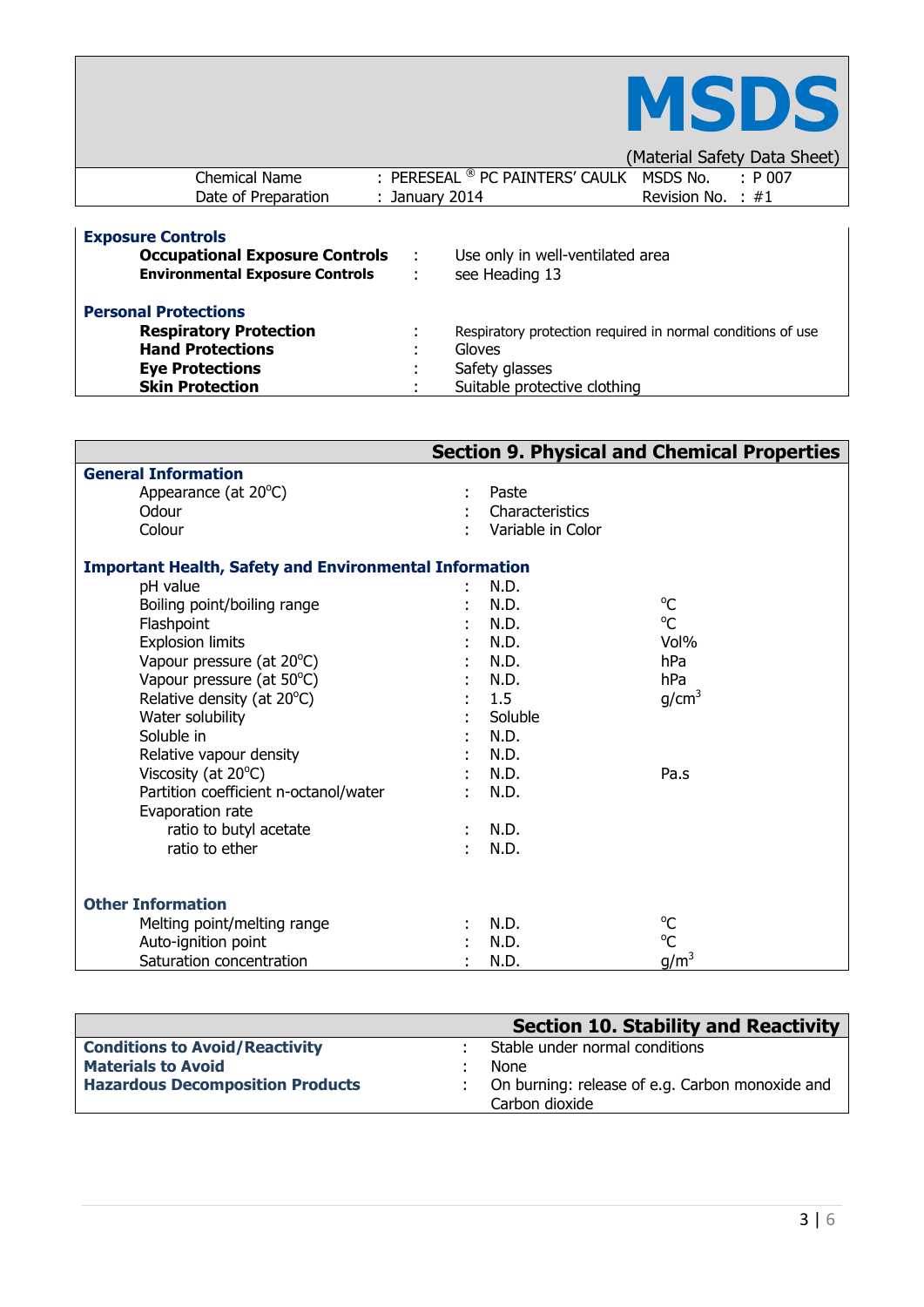| | | | |
|---|---|---|---|
| Chemical Name | : PERESEAL ® PC PAINTERS' CAULK | MSDS No. | : P 007 |
| Date of Preparation | : January 2014 | Revision No. | : #1 |

**Exposure Controls**

| | | |
|---|---|---|
| **Occupational Exposure Controls** | : | Use only in well-ventilated area |
| **Environmental Exposure Controls** | : | see Heading 13 |

**Personal Protections**

| | | |
|---|---|---|
| **Respiratory Protection** | : | Respiratory protection required in normal conditions of use |
| **Hand Protections** | : | Gloves |
| **Eye Protections** | : | Safety glasses |
| **Skin Protection** | : | Suitable protective clothing |

## Section 9. Physical and Chemical Properties

**General Information**

| | | | |
|---|---|---|---|
| Appearance (at 20°C) | : | Paste | |
| Odour | : | Characteristics | |
| Colour | : | Variable in Color | |

**Important Health, Safety and Environmental Information**

| | | | |
|---|---|---|---|
| pH value | : | N.D. | |
| Boiling point/boiling range | : | N.D. | °C |
| Flashpoint | : | N.D. | °C |
| Explosion limits | : | N.D. | Vol% |
| Vapour pressure (at 20°C) | : | N.D. | hPa |
| Vapour pressure (at 50°C) | : | N.D. | hPa |
| Relative density (at 20°C) | : | 1.5 | $g/cm^3$ |
| Water solubility | : | Soluble | |
| Soluble in | : | N.D. | |
| Relative vapour density | : | N.D. | |
| Viscosity (at 20°C) | : | N.D. | Pa.s |
| Partition coefficient n-octanol/water | : | N.D. | |
| Evaporation rate | | | |
| ratio to butyl acetate | : | N.D. | |
| ratio to ether | : | N.D. | |

**Other Information**

| | | | |
|---|---|---|---|
| Melting point/melting range | : | N.D. | °C |
| Auto-ignition point | : | N.D. | °C |
| Saturation concentration | : | N.D. | $g/m^3$ |

## Section 10. Stability and Reactivity

| | | |
|---|---|---|
| **Conditions to Avoid/Reactivity** | : | Stable under normal conditions |
| **Materials to Avoid** | : | None |
| **Hazardous Decomposition Products** | : | On burning: release of e.g. Carbon monoxide and Carbon dioxide |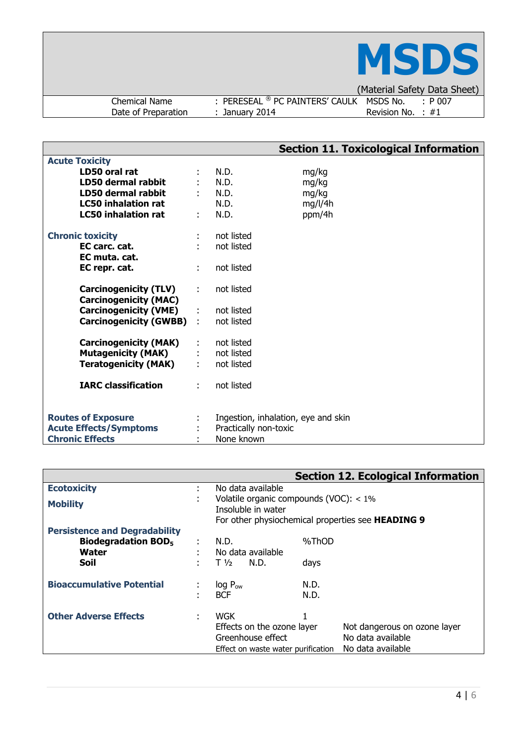# MSDS

(Material Safety Data Sheet)

| Chemical Name | : PERESEAL ® PC PAINTERS' CAULK | MSDS No. | : P 007 |
|---|---|---|---|
| Date of Preparation | : January 2014 | Revision No. | : #1 |

## Section 11. Toxicological Information

| | | | |
|---|---|---|---|
| **Acute Toxicity** | | | |
| **LD50 oral rat** | : | N.D. | mg/kg |
| **LD50 dermal rabbit** | : | N.D. | mg/kg |
| **LD50 dermal rabbit** | : | N.D. | mg/kg |
| **LC50 inhalation rat** | | N.D. | mg/l/4h |
| **LC50 inhalation rat** | : | N.D. | ppm/4h |
| **Chronic toxicity** | : | not listed | |
| **EC carc. cat.** | : | not listed | |
| **EC muta. cat.** | | | |
| **EC repr. cat.** | : | not listed | |
| **Carcinogenicity (TLV)** | : | not listed | |
| **Carcinogenicity (MAC)** | | | |
| **Carcinogenicity (VME)** | : | not listed | |
| **Carcinogenicity (GWBB)** | : | not listed | |
| **Carcinogenicity (MAK)** | : | not listed | |
| **Mutagenicity (MAK)** | : | not listed | |
| **Teratogenicity (MAK)** | : | not listed | |
| **IARC classification** | : | not listed | |
| **Routes of Exposure** | : | Ingestion, inhalation, eye and skin | |
| **Acute Effects/Symptoms** | : | Practically non-toxic | |
| **Chronic Effects** | : | None known | |

## Section 12. Ecological Information

| | | | |
|---|---|---|---|
| **Ecotoxicity** | : | No data available | |
| **Mobility** | : | Volatile organic compounds (VOC): < 1%<br>Insoluble in water<br>For other physiochemical properties see **HEADING 9** | |
| **Persistence and Degradability** | | | |
| **Biodegradation $BOD_5$** | : | N.D. | %ThOD |
| **Water** | : | No data available | |
| **Soil** | : | T ½ N.D. | days |
| **Bioaccumulative Potential** | : | log $P_{ow}$ | N.D. |
| | : | BCF | N.D. |
| **Other Adverse Effects** | : | WGK | 1 |
| | | Effects on the ozone layer | Not dangerous on ozone layer |
| | | Greenhouse effect | No data available |
| | | Effect on waste water purification | No data available |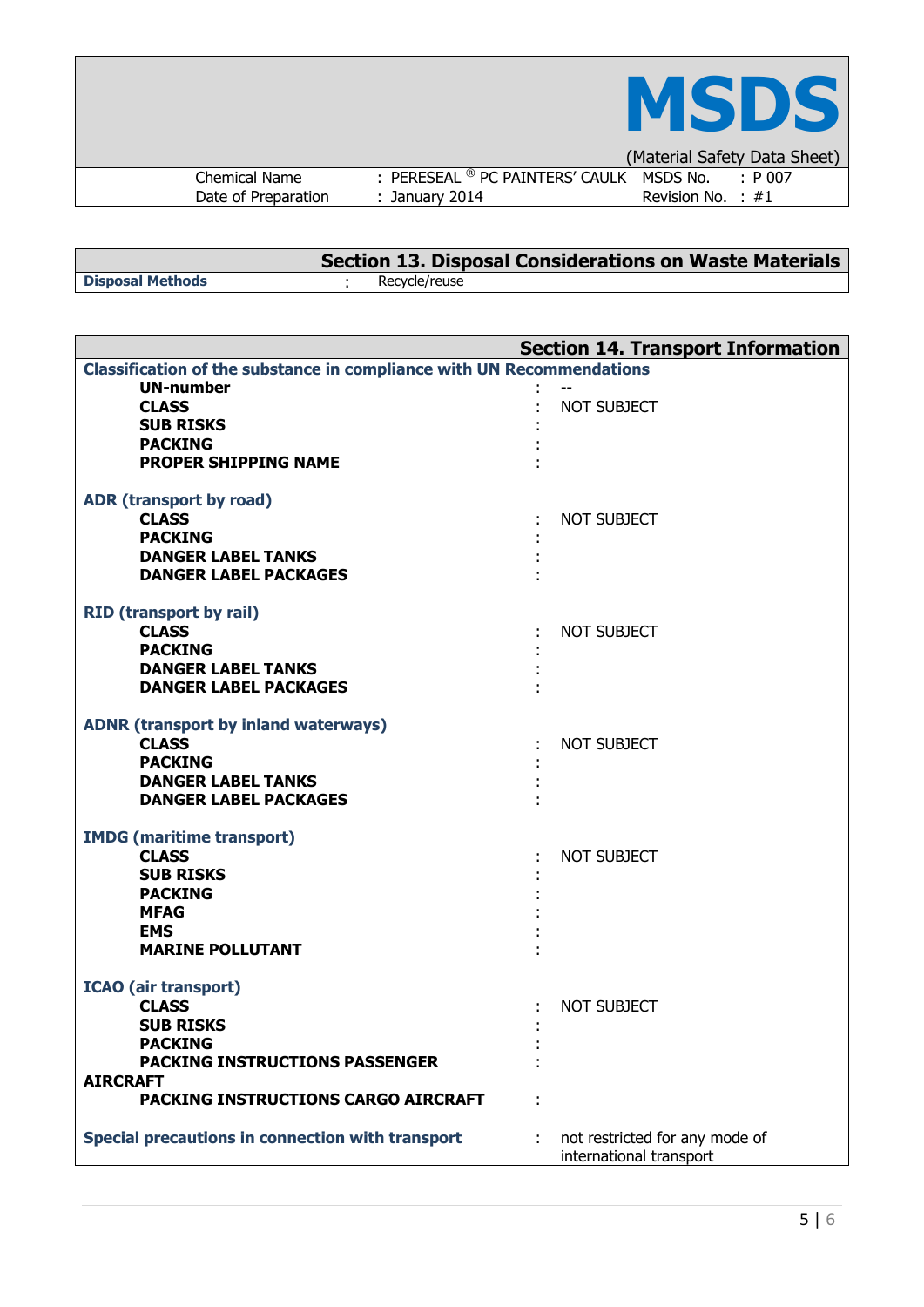| Chemical Name | : PERESEAL ® PC PAINTERS' CAULK | MSDS No. | : P 007 |
|---|---|---|---|
| Date of Preparation | : January 2014 | Revision No. | : #1 |

## Section 13. Disposal Considerations on Waste Materials

| | | |
|---|---|---|
| **Disposal Methods** | : | Recycle/reuse |

## Section 14. Transport Information

**Classification of the substance in compliance with UN Recommendations**

| | | |
|---|---|---|
| **UN-number** | : | -- |
| **CLASS** | : | NOT SUBJECT |
| **SUB RISKS** | : | |
| **PACKING** | : | |
| **PROPER SHIPPING NAME** | : | |

**ADR (transport by road)**

| | | |
|---|---|---|
| **CLASS** | : | NOT SUBJECT |
| **PACKING** | : | |
| **DANGER LABEL TANKS** | : | |
| **DANGER LABEL PACKAGES** | : | |

**RID (transport by rail)**

| | | |
|---|---|---|
| **CLASS** | : | NOT SUBJECT |
| **PACKING** | : | |
| **DANGER LABEL TANKS** | : | |
| **DANGER LABEL PACKAGES** | : | |

**ADNR (transport by inland waterways)**

| | | |
|---|---|---|
| **CLASS** | : | NOT SUBJECT |
| **PACKING** | : | |
| **DANGER LABEL TANKS** | : | |
| **DANGER LABEL PACKAGES** | : | |

**IMDG (maritime transport)**

| | | |
|---|---|---|
| **CLASS** | : | NOT SUBJECT |
| **SUB RISKS** | : | |
| **PACKING** | : | |
| **MFAG** | : | |
| **EMS** | : | |
| **MARINE POLLUTANT** | : | |

**ICAO (air transport)**

| | | |
|---|---|---|
| **CLASS** | : | NOT SUBJECT |
| **SUB RISKS** | : | |
| **PACKING** | : | |
| **PACKING INSTRUCTIONS PASSENGER AIRCRAFT** | : | |
| **PACKING INSTRUCTIONS CARGO AIRCRAFT** | : | |

| | | |
|---|---|---|
| **Special precautions in connection with transport** | : | not restricted for any mode of international transport |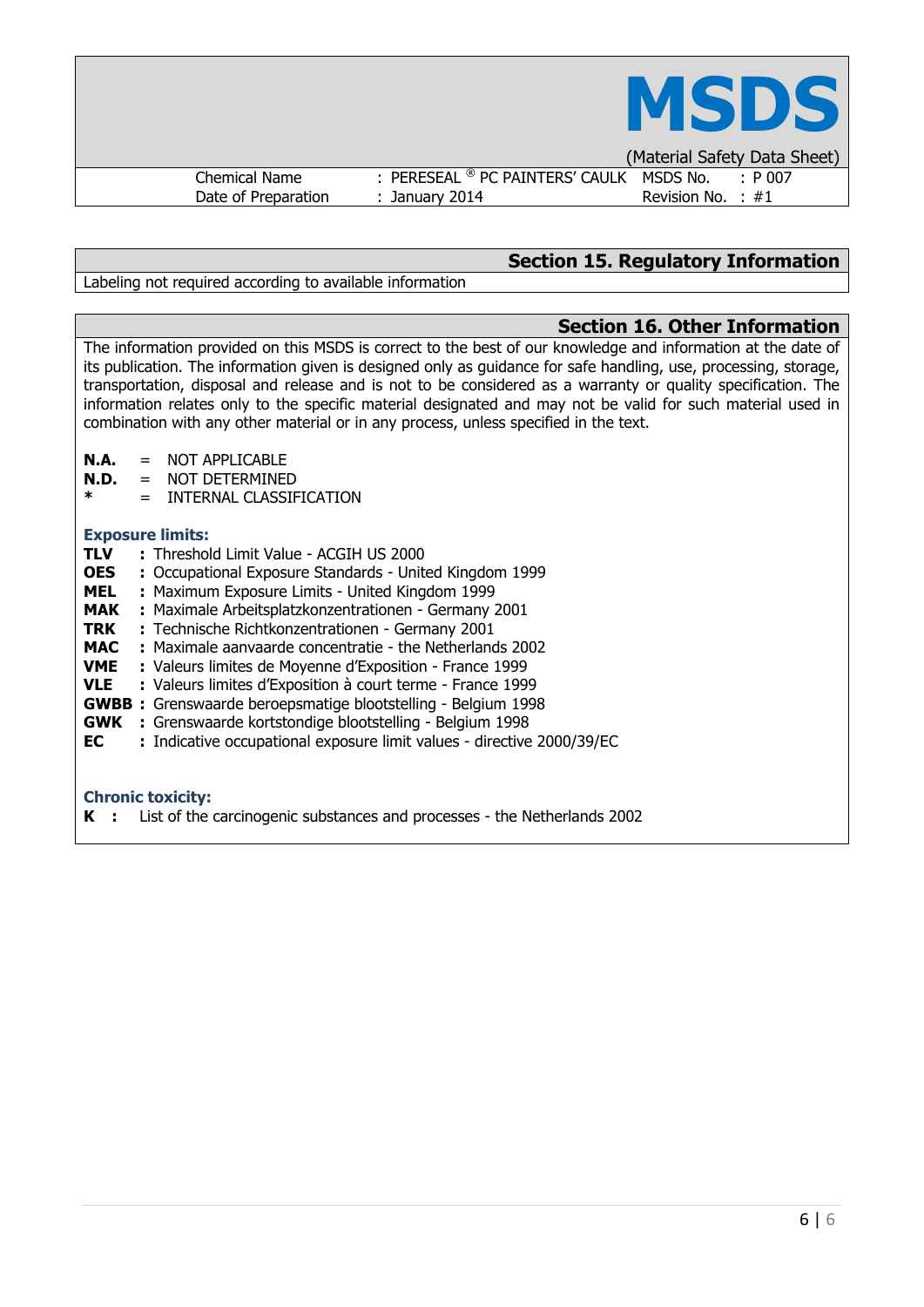# MSDS

(Material Safety Data Sheet)

| | | | |
|---|---|---|---|
| Chemical Name | : PERESEAL ® PC PAINTERS' CAULK | MSDS No. | : P 007 |
| Date of Preparation | : January 2014 | Revision No. | : #1 |

## Section 15. Regulatory Information

Labeling not required according to available information

## Section 16. Other Information

The information provided on this MSDS is correct to the best of our knowledge and information at the date of its publication. The information given is designed only as guidance for safe handling, use, processing, storage, transportation, disposal and release and is not to be considered as a warranty or quality specification. The information relates only to the specific material designated and may not be valid for such material used in combination with any other material or in any process, unless specified in the text.

**N.A.** = NOT APPLICABLE
**N.D.** = NOT DETERMINED
**\*** = INTERNAL CLASSIFICATION

### Exposure limits:

**TLV** : Threshold Limit Value - ACGIH US 2000
**OES** : Occupational Exposure Standards - United Kingdom 1999
**MEL** : Maximum Exposure Limits - United Kingdom 1999
**MAK** : Maximale Arbeitsplatzkonzentrationen - Germany 2001
**TRK** : Technische Richtkonzentrationen - Germany 2001
**MAC** : Maximale aanvaarde concentratie - the Netherlands 2002
**VME** : Valeurs limites de Moyenne d'Exposition - France 1999
**VLE** : Valeurs limites d'Exposition à court terme - France 1999
**GWBB** : Grenswaarde beroepsmatige blootstelling - Belgium 1998
**GWK** : Grenswaarde kortstondige blootstelling - Belgium 1998
**EC** : Indicative occupational exposure limit values - directive 2000/39/EC

### Chronic toxicity:

**K** : List of the carcinogenic substances and processes - the Netherlands 2002